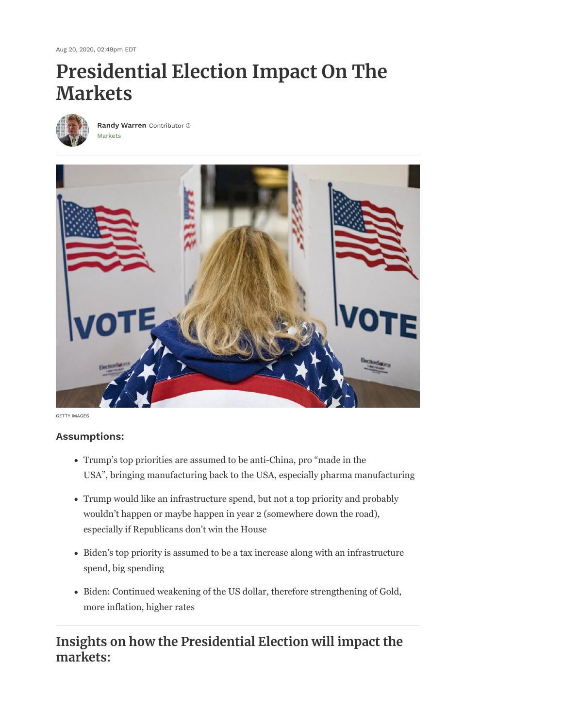Aug 20, 2020, 02:49pm EDT

# Presidential Election Impact On The Markets

**Randy Warren** Contributor
Markets

GETTY IMAGES

### Assumptions:

- Trump's top priorities are assumed to be anti-China, pro "made in the USA", bringing manufacturing back to the USA, especially pharma manufacturing
- Trump would like an infrastructure spend, but not a top priority and probably wouldn't happen or maybe happen in year 2 (somewhere down the road), especially if Republicans don't win the House
- Biden's top priority is assumed to be a tax increase along with an infrastructure spend, big spending
- Biden: Continued weakening of the US dollar, therefore strengthening of Gold, more inflation, higher rates

## Insights on how the Presidential Election will impact the markets: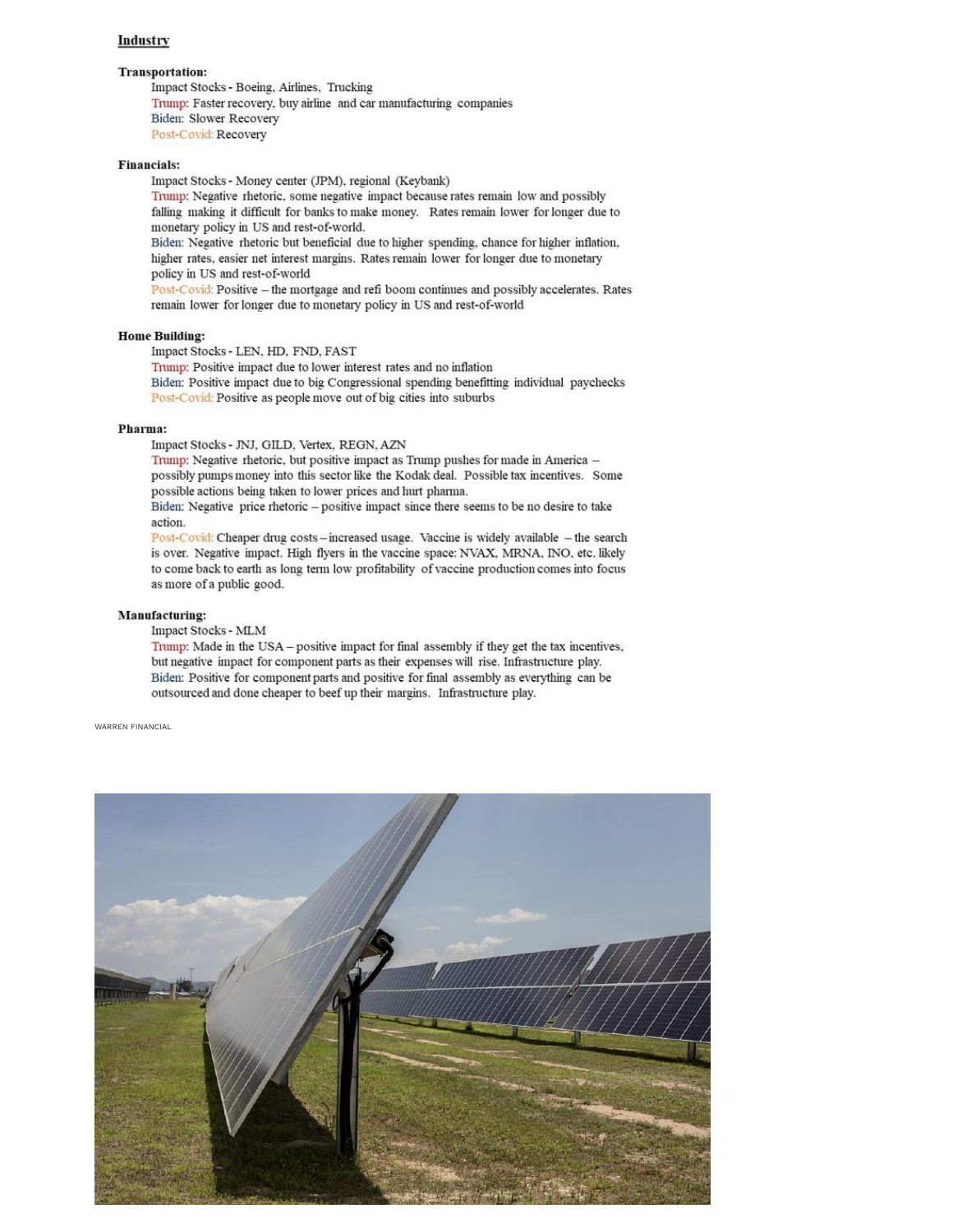## Industry

### Transportation:

Impact Stocks - Boeing, Airlines, Trucking

Trump: Faster recovery, buy airline and car manufacturing companies

Biden: Slower Recovery

Post-Covid: Recovery

### Financials:

Impact Stocks - Money center (JPM), regional (Keybank)

Trump: Negative rhetoric, some negative impact because rates remain low and possibly falling making it difficult for banks to make money. Rates remain lower for longer due to monetary policy in US and rest-of-world.

Biden: Negative rhetoric but beneficial due to higher spending, chance for higher inflation, higher rates, easier net interest margins. Rates remain lower for longer due to monetary policy in US and rest-of-world

Post-Covid: Positive – the mortgage and refi boom continues and possibly accelerates. Rates remain lower for longer due to monetary policy in US and rest-of-world

### Home Building:

Impact Stocks - LEN, HD, FND, FAST

Trump: Positive impact due to lower interest rates and no inflation

Biden: Positive impact due to big Congressional spending benefitting individual paychecks

Post-Covid: Positive as people move out of big cities into suburbs

### Pharma:

Impact Stocks - JNJ, GILD, Vertex, REGN, AZN

Trump: Negative rhetoric, but positive impact as Trump pushes for made in America – possibly pumps money into this sector like the Kodak deal. Possible tax incentives. Some possible actions being taken to lower prices and hurt pharma.

Biden: Negative price rhetoric – positive impact since there seems to be no desire to take action.

Post-Covid: Cheaper drug costs – increased usage. Vaccine is widely available – the search is over. Negative impact. High flyers in the vaccine space: NVAX, MRNA, INO, etc. likely to come back to earth as long term low profitability of vaccine production comes into focus as more of a public good.

### Manufacturing:

Impact Stocks - MLM

Trump: Made in the USA – positive impact for final assembly if they get the tax incentives, but negative impact for component parts as their expenses will rise. Infrastructure play.

Biden: Positive for component parts and positive for final assembly as everything can be outsourced and done cheaper to beef up their margins. Infrastructure play.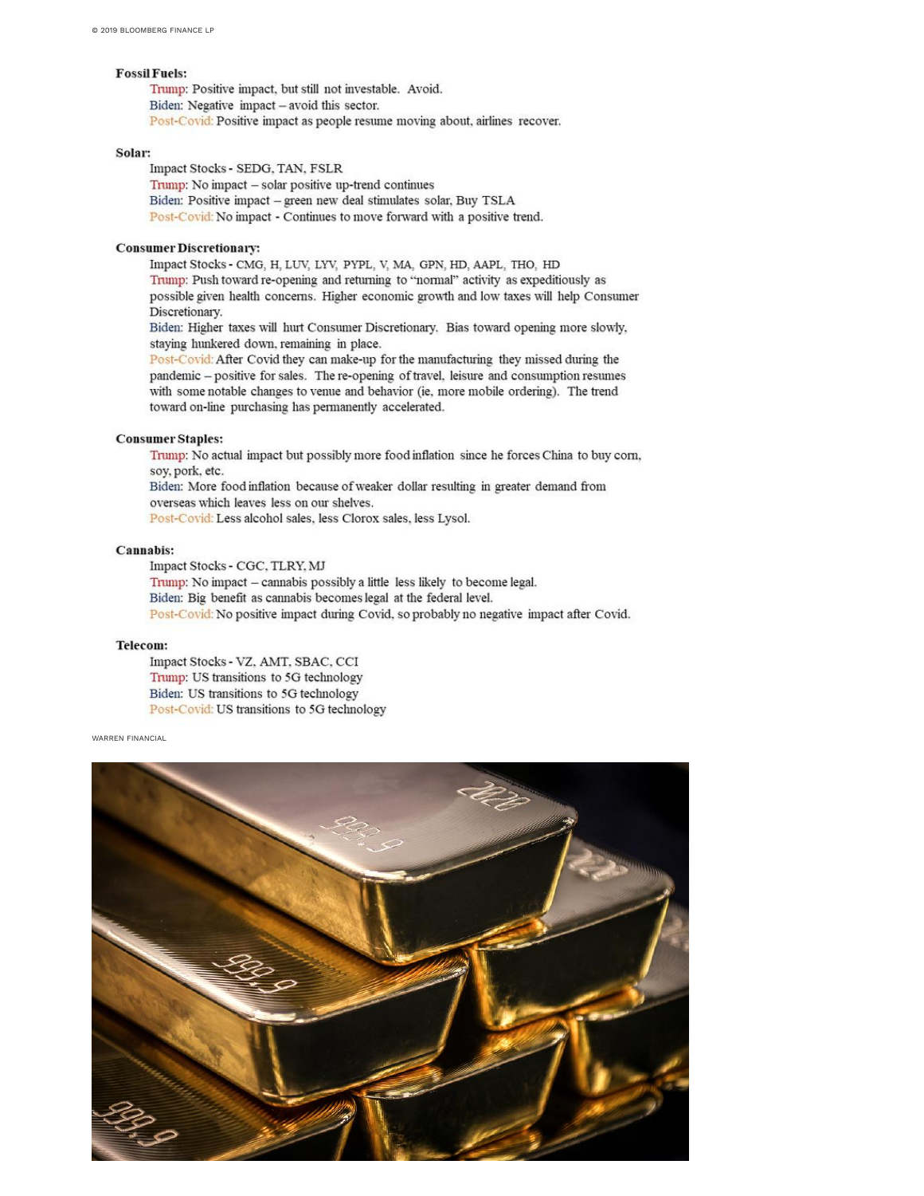**Fossil Fuels:**

Trump: Positive impact, but still not investable. Avoid.
Biden: Negative impact – avoid this sector.
Post-Covid: Positive impact as people resume moving about, airlines recover.

**Solar:**

Impact Stocks - SEDG, TAN, FSLR
Trump: No impact – solar positive up-trend continues
Biden: Positive impact – green new deal stimulates solar, Buy TSLA
Post-Covid: No impact - Continues to move forward with a positive trend.

**Consumer Discretionary:**

Impact Stocks - CMG, H, LUV, LYV, PYPL, V, MA, GPN, HD, AAPL, THO, HD
Trump: Push toward re-opening and returning to "normal" activity as expeditiously as possible given health concerns. Higher economic growth and low taxes will help Consumer Discretionary.
Biden: Higher taxes will hurt Consumer Discretionary. Bias toward opening more slowly, staying hunkered down, remaining in place.
Post-Covid: After Covid they can make-up for the manufacturing they missed during the pandemic – positive for sales. The re-opening of travel, leisure and consumption resumes with some notable changes to venue and behavior (ie, more mobile ordering). The trend toward on-line purchasing has permanently accelerated.

**Consumer Staples:**

Trump: No actual impact but possibly more food inflation since he forces China to buy corn, soy, pork, etc.
Biden: More food inflation because of weaker dollar resulting in greater demand from overseas which leaves less on our shelves.
Post-Covid: Less alcohol sales, less Clorox sales, less Lysol.

**Cannabis:**

Impact Stocks - CGC, TLRY, MJ
Trump: No impact – cannabis possibly a little less likely to become legal.
Biden: Big benefit as cannabis becomes legal at the federal level.
Post-Covid: No positive impact during Covid, so probably no negative impact after Covid.

**Telecom:**

Impact Stocks - VZ, AMT, SBAC, CCI
Trump: US transitions to 5G technology
Biden: US transitions to 5G technology
Post-Covid: US transitions to 5G technology

WARREN FINANCIAL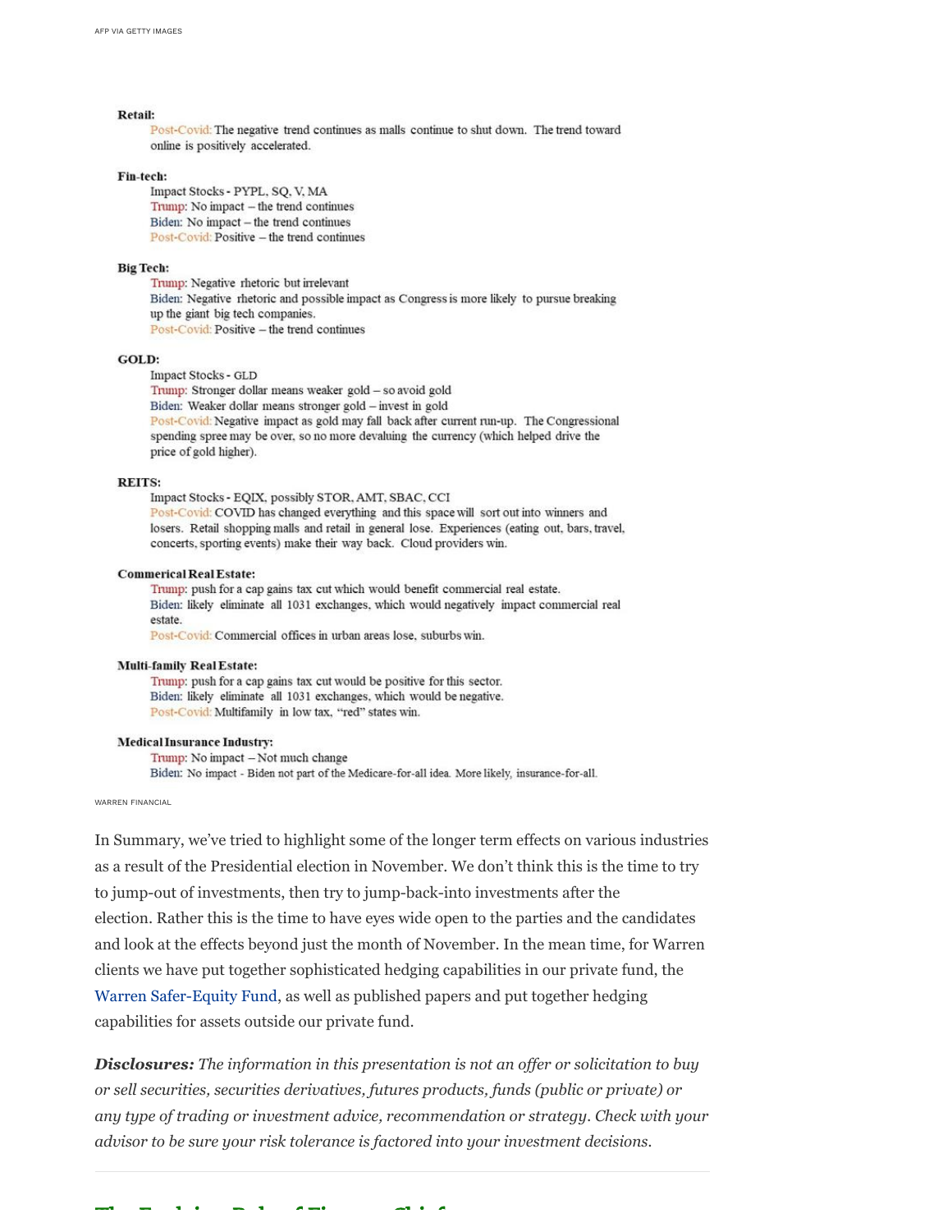AFP VIA GETTY IMAGES

**Retail:**

Post-Covid: The negative trend continues as malls continue to shut down. The trend toward online is positively accelerated.

**Fin-tech:**

Impact Stocks - PYPL, SQ, V, MA
Trump: No impact – the trend continues
Biden: No impact – the trend continues
Post-Covid: Positive – the trend continues

**Big Tech:**

Trump: Negative rhetoric but irrelevant
Biden: Negative rhetoric and possible impact as Congress is more likely to pursue breaking up the giant big tech companies.
Post-Covid: Positive – the trend continues

**GOLD:**

Impact Stocks - GLD
Trump: Stronger dollar means weaker gold – so avoid gold
Biden: Weaker dollar means stronger gold – invest in gold
Post-Covid: Negative impact as gold may fall back after current run-up. The Congressional spending spree may be over, so no more devaluing the currency (which helped drive the price of gold higher).

**REITS:**

Impact Stocks - EQIX, possibly STOR, AMT, SBAC, CCI
Post-Covid: COVID has changed everything and this space will sort out into winners and losers. Retail shopping malls and retail in general lose. Experiences (eating out, bars, travel, concerts, sporting events) make their way back. Cloud providers win.

**Commerical Real Estate:**

Trump: push for a cap gains tax cut which would benefit commercial real estate.
Biden: likely eliminate all 1031 exchanges, which would negatively impact commercial real estate.
Post-Covid: Commercial offices in urban areas lose, suburbs win.

**Multi-family Real Estate:**

Trump: push for a cap gains tax cut would be positive for this sector.
Biden: likely eliminate all 1031 exchanges, which would be negative.
Post-Covid: Multifamily in low tax, "red" states win.

**Medical Insurance Industry:**

Trump: No impact – Not much change
Biden: No impact - Biden not part of the Medicare-for-all idea. More likely, insurance-for-all.

WARREN FINANCIAL

In Summary, we've tried to highlight some of the longer term effects on various industries as a result of the Presidential election in November. We don't think this is the time to try to jump-out of investments, then try to jump-back-into investments after the election. Rather this is the time to have eyes wide open to the parties and the candidates and look at the effects beyond just the month of November. In the mean time, for Warren clients we have put together sophisticated hedging capabilities in our private fund, the Warren Safer-Equity Fund, as well as published papers and put together hedging capabilities for assets outside our private fund.

***Disclosures:*** *The information in this presentation is not an offer or solicitation to buy or sell securities, securities derivatives, futures products, funds (public or private) or any type of trading or investment advice, recommendation or strategy. Check with your advisor to be sure your risk tolerance is factored into your investment decisions.*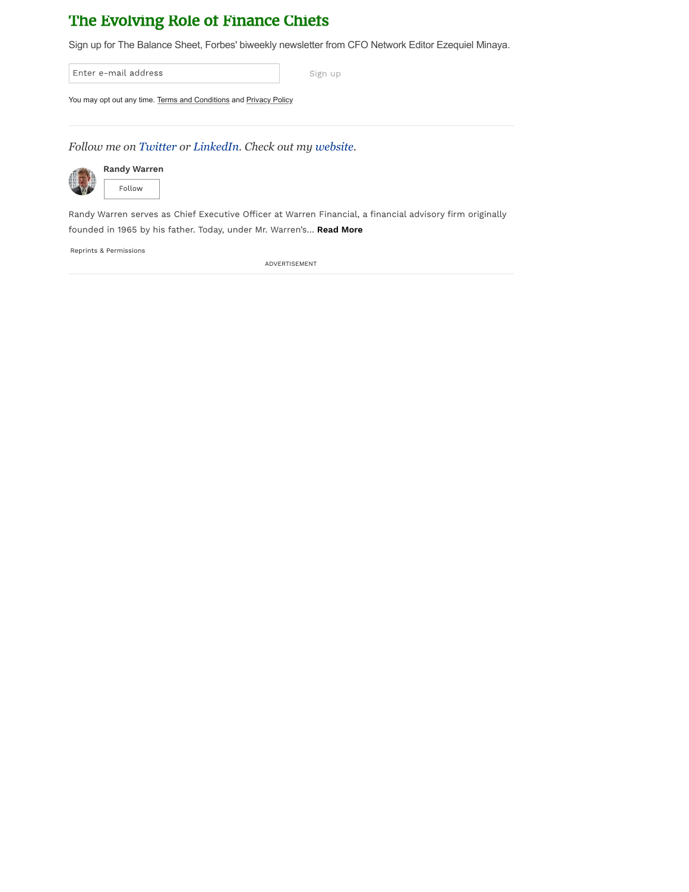## The Evolving Role of Finance Chiefs

Sign up for The Balance Sheet, Forbes' biweekly newsletter from CFO Network Editor Ezequiel Minaya.

Enter e-mail address

Sign up

You may opt out any time. Terms and Conditions and Privacy Policy

---

*Follow me on Twitter or LinkedIn. Check out my website.*

**Randy Warren**

Follow

Randy Warren serves as Chief Executive Officer at Warren Financial, a financial advisory firm originally founded in 1965 by his father. Today, under Mr. Warren's... **Read More**

Reprints & Permissions

ADVERTISEMENT